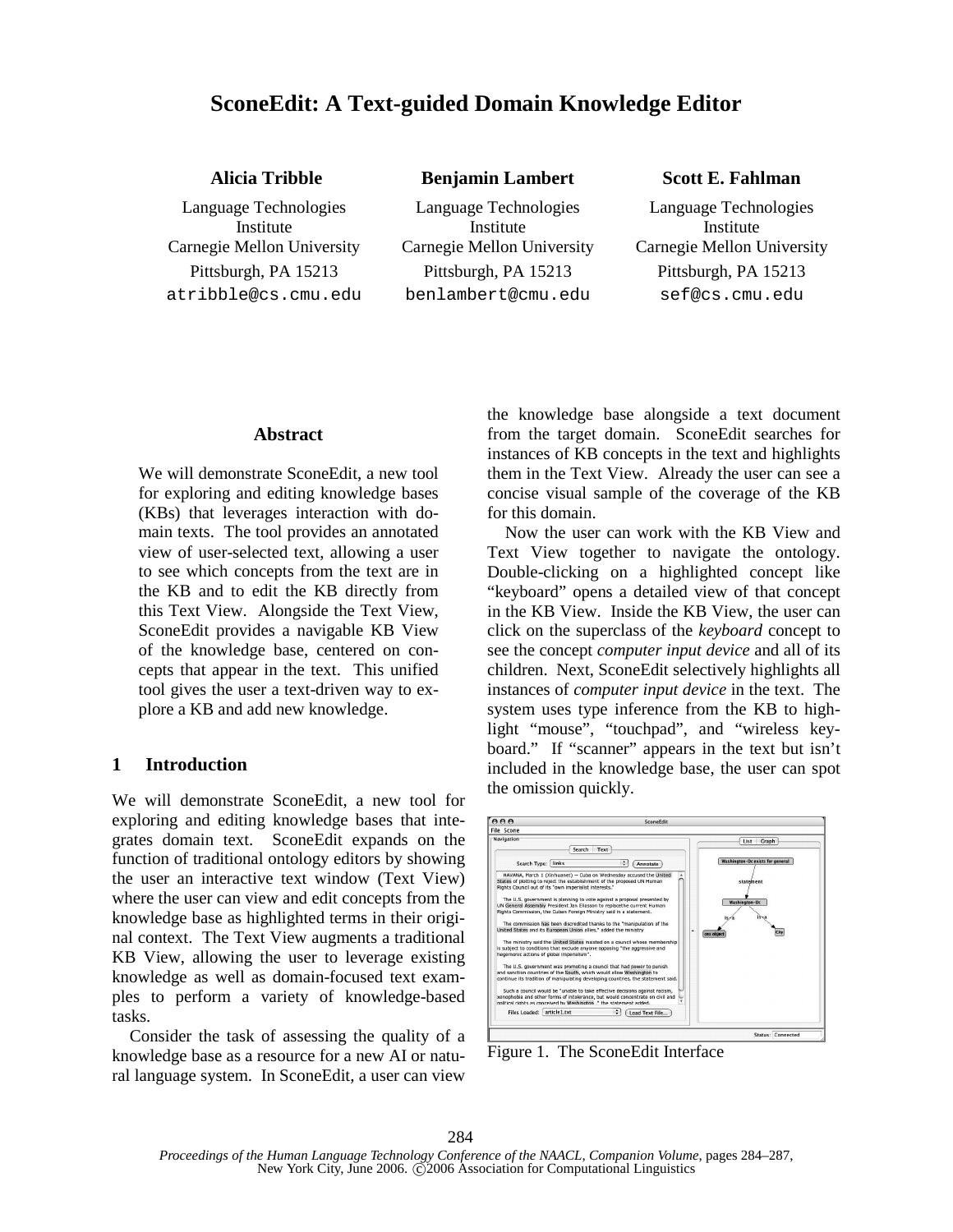# SconeEdit: A Text-guided Domain Knowledge Editor

**Alicia Tribble**
Language Technologies Institute
Carnegie Mellon University
Pittsburgh, PA 15213
atribble@cs.cmu.edu

**Benjamin Lambert**
Language Technologies Institute
Carnegie Mellon University
Pittsburgh, PA 15213
benlambert@cmu.edu

**Scott E. Fahlman**
Language Technologies Institute
Carnegie Mellon University
Pittsburgh, PA 15213
sef@cs.cmu.edu

## Abstract

We will demonstrate SconeEdit, a new tool for exploring and editing knowledge bases (KBs) that leverages interaction with domain texts. The tool provides an annotated view of user-selected text, allowing a user to see which concepts from the text are in the KB and to edit the KB directly from this Text View. Alongside the Text View, SconeEdit provides a navigable KB View of the knowledge base, centered on concepts that appear in the text. This unified tool gives the user a text-driven way to explore a KB and add new knowledge.

## 1 Introduction

We will demonstrate SconeEdit, a new tool for exploring and editing knowledge bases that integrates domain text. SconeEdit expands on the function of traditional ontology editors by showing the user an interactive text window (Text View) where the user can view and edit concepts from the knowledge base as highlighted terms in their original context. The Text View augments a traditional KB View, allowing the user to leverage existing knowledge as well as domain-focused text examples to perform a variety of knowledge-based tasks.

Consider the task of assessing the quality of a knowledge base as a resource for a new AI or natural language system. In SconeEdit, a user can view the knowledge base alongside a text document from the target domain. SconeEdit searches for instances of KB concepts in the text and highlights them in the Text View. Already the user can see a concise visual sample of the coverage of the KB for this domain.

Now the user can work with the KB View and Text View together to navigate the ontology. Double-clicking on a highlighted concept like "keyboard" opens a detailed view of that concept in the KB View. Inside the KB View, the user can click on the superclass of the *keyboard* concept to see the concept *computer input device* and all of its children. Next, SconeEdit selectively highlights all instances of *computer input device* in the text. The system uses type inference from the KB to highlight "mouse", "touchpad", and "wireless keyboard." If "scanner" appears in the text but isn't included in the knowledge base, the user can spot the omission quickly.

Figure 1. The SconeEdit Interface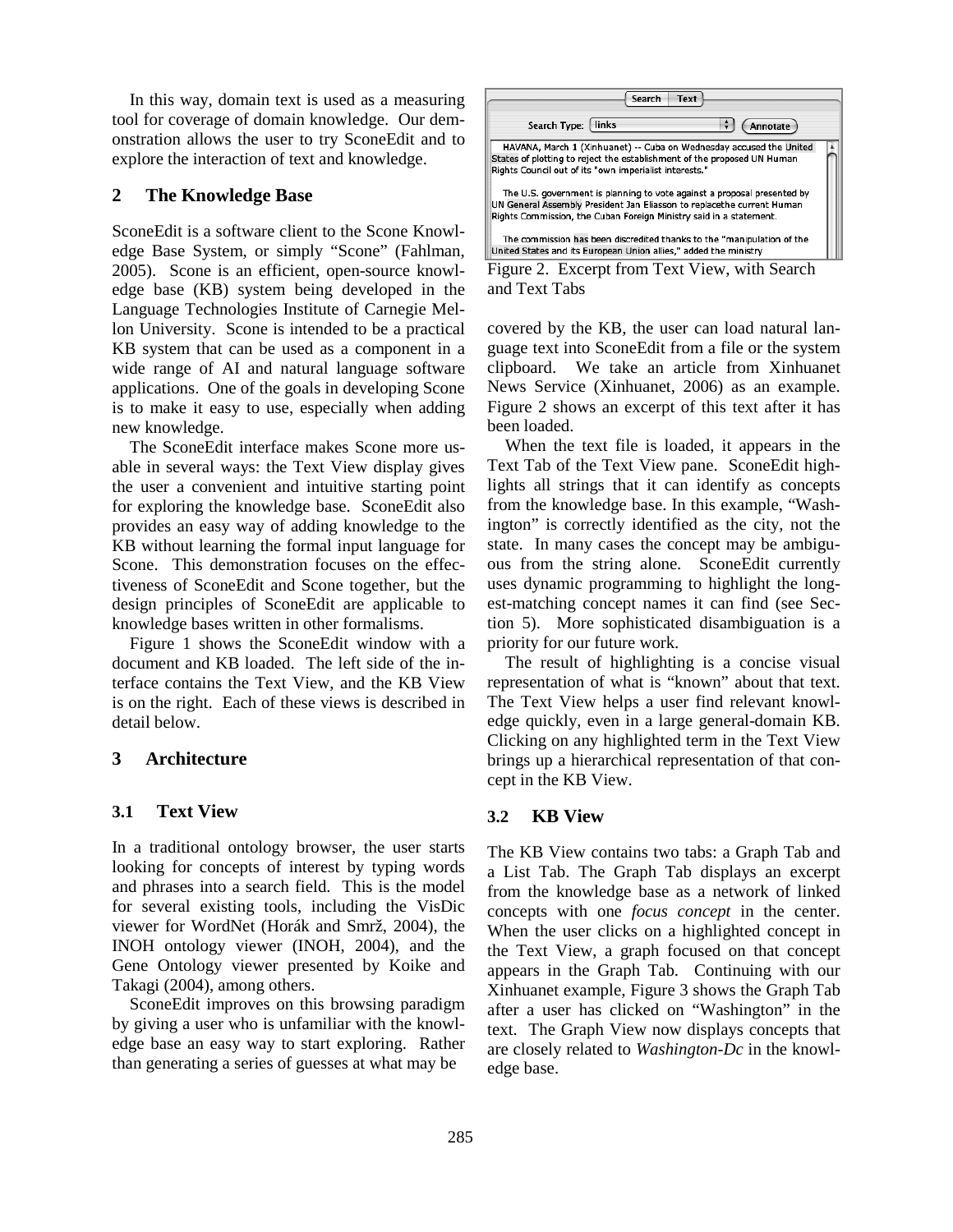In this way, domain text is used as a measuring tool for coverage of domain knowledge. Our demonstration allows the user to try SconeEdit and to explore the interaction of text and knowledge.

## 2 The Knowledge Base

SconeEdit is a software client to the Scone Knowledge Base System, or simply "Scone" (Fahlman, 2005). Scone is an efficient, open-source knowledge base (KB) system being developed in the Language Technologies Institute of Carnegie Mellon University. Scone is intended to be a practical KB system that can be used as a component in a wide range of AI and natural language software applications. One of the goals in developing Scone is to make it easy to use, especially when adding new knowledge.

The SconeEdit interface makes Scone more usable in several ways: the Text View display gives the user a convenient and intuitive starting point for exploring the knowledge base. SconeEdit also provides an easy way of adding knowledge to the KB without learning the formal input language for Scone. This demonstration focuses on the effectiveness of SconeEdit and Scone together, but the design principles of SconeEdit are applicable to knowledge bases written in other formalisms.

Figure 1 shows the SconeEdit window with a document and KB loaded. The left side of the interface contains the Text View, and the KB View is on the right. Each of these views is described in detail below.

## 3 Architecture

### 3.1 Text View

In a traditional ontology browser, the user starts looking for concepts of interest by typing words and phrases into a search field. This is the model for several existing tools, including the VisDic viewer for WordNet (Horák and Smrž, 2004), the INOH ontology viewer (INOH, 2004), and the Gene Ontology viewer presented by Koike and Takagi (2004), among others.

SconeEdit improves on this browsing paradigm by giving a user who is unfamiliar with the knowledge base an easy way to start exploring. Rather than generating a series of guesses at what may be covered by the KB, the user can load natural language text into SconeEdit from a file or the system clipboard. We take an article from Xinhuanet News Service (Xinhuanet, 2006) as an example. Figure 2 shows an excerpt of this text after it has been loaded.

Figure 2. Excerpt from Text View, with Search and Text Tabs

When the text file is loaded, it appears in the Text Tab of the Text View pane. SconeEdit highlights all strings that it can identify as concepts from the knowledge base. In this example, "Washington" is correctly identified as the city, not the state. In many cases the concept may be ambiguous from the string alone. SconeEdit currently uses dynamic programming to highlight the longest-matching concept names it can find (see Section 5). More sophisticated disambiguation is a priority for our future work.

The result of highlighting is a concise visual representation of what is "known" about that text. The Text View helps a user find relevant knowledge quickly, even in a large general-domain KB. Clicking on any highlighted term in the Text View brings up a hierarchical representation of that concept in the KB View.

### 3.2 KB View

The KB View contains two tabs: a Graph Tab and a List Tab. The Graph Tab displays an excerpt from the knowledge base as a network of linked concepts with one *focus concept* in the center. When the user clicks on a highlighted concept in the Text View, a graph focused on that concept appears in the Graph Tab. Continuing with our Xinhuanet example, Figure 3 shows the Graph Tab after a user has clicked on "Washington" in the text. The Graph View now displays concepts that are closely related to *Washington-Dc* in the knowledge base.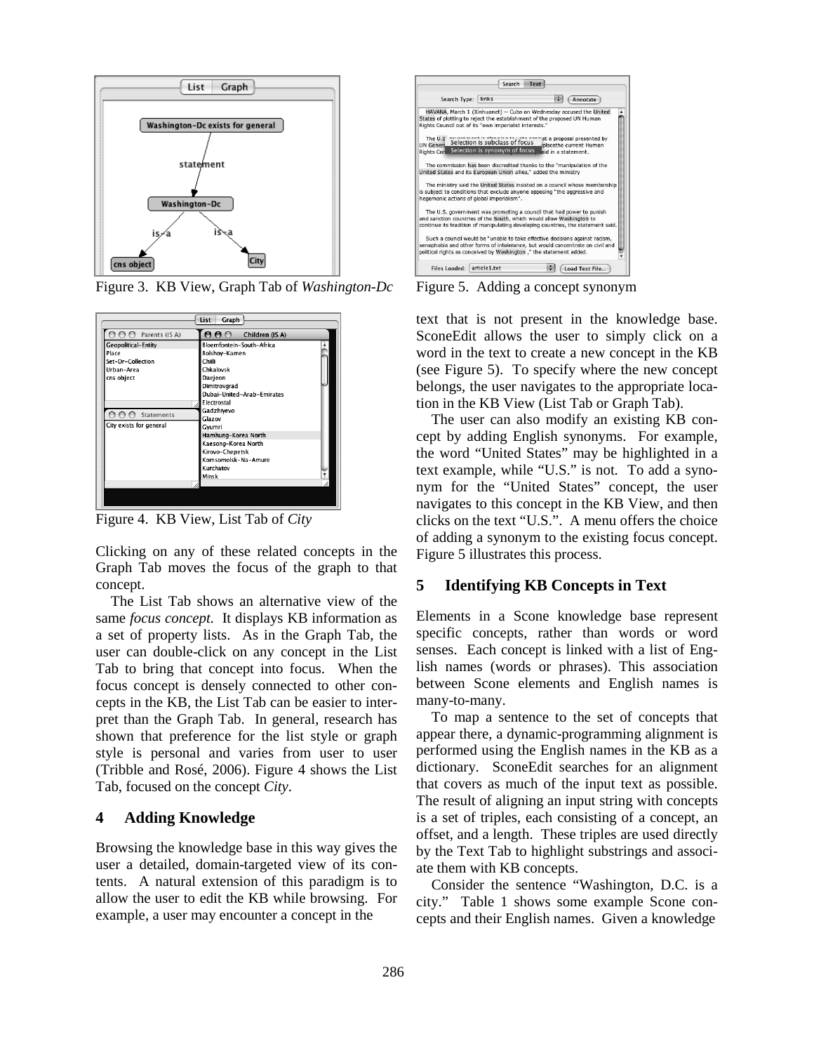Figure 3. KB View, Graph Tab of *Washington-Dc*

Figure 4. KB View, List Tab of *City*

Clicking on any of these related concepts in the Graph Tab moves the focus of the graph to that concept.

The List Tab shows an alternative view of the same *focus concept*. It displays KB information as a set of property lists. As in the Graph Tab, the user can double-click on any concept in the List Tab to bring that concept into focus. When the focus concept is densely connected to other concepts in the KB, the List Tab can be easier to interpret than the Graph Tab. In general, research has shown that preference for the list style or graph style is personal and varies from user to user (Tribble and Rosé, 2006). Figure 4 shows the List Tab, focused on the concept *City*.

## 4 Adding Knowledge

Browsing the knowledge base in this way gives the user a detailed, domain-targeted view of its contents. A natural extension of this paradigm is to allow the user to edit the KB while browsing. For example, a user may encounter a concept in the text that is not present in the knowledge base. SconeEdit allows the user to simply click on a word in the text to create a new concept in the KB (see Figure 5). To specify where the new concept belongs, the user navigates to the appropriate location in the KB View (List Tab or Graph Tab).

Figure 5. Adding a concept synonym

The user can also modify an existing KB concept by adding English synonyms. For example, the word "United States" may be highlighted in a text example, while "U.S." is not. To add a synonym for the "United States" concept, the user navigates to this concept in the KB View, and then clicks on the text "U.S.". A menu offers the choice of adding a synonym to the existing focus concept. Figure 5 illustrates this process.

## 5 Identifying KB Concepts in Text

Elements in a Scone knowledge base represent specific concepts, rather than words or word senses. Each concept is linked with a list of English names (words or phrases). This association between Scone elements and English names is many-to-many.

To map a sentence to the set of concepts that appear there, a dynamic-programming alignment is performed using the English names in the KB as a dictionary. SconeEdit searches for an alignment that covers as much of the input text as possible. The result of aligning an input string with concepts is a set of triples, each consisting of a concept, an offset, and a length. These triples are used directly by the Text Tab to highlight substrings and associate them with KB concepts.

Consider the sentence "Washington, D.C. is a city." Table 1 shows some example Scone concepts and their English names. Given a knowledge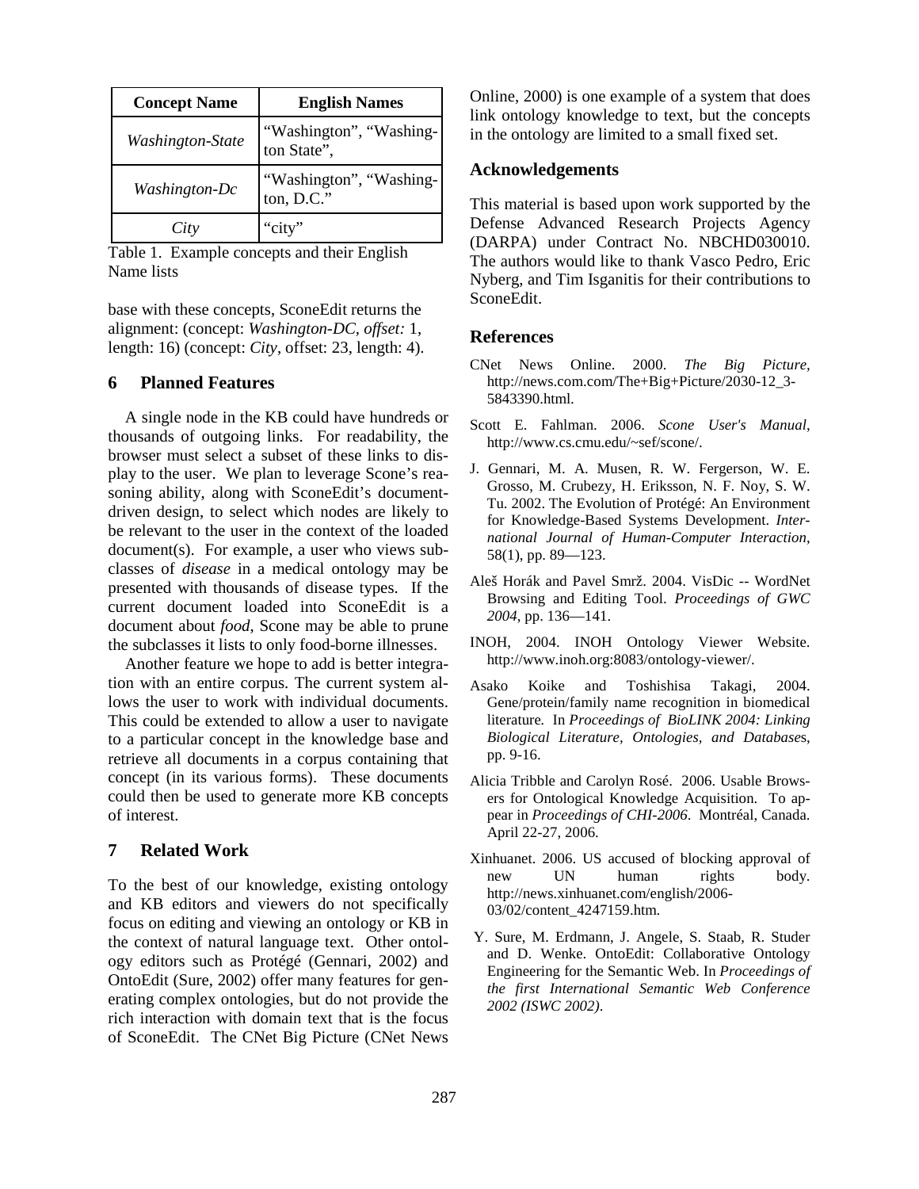| Concept Name | English Names |
|---|---|
| *Washington-State* | "Washington", "Washington State", |
| *Washington-Dc* | "Washington", "Washington, D.C." |
| *City* | "city" |

Table 1. Example concepts and their English Name lists

base with these concepts, SconeEdit returns the alignment: (concept: *Washington-DC, offset:* 1, length: 16) (concept: *City*, offset: 23, length: 4).

## 6 Planned Features

A single node in the KB could have hundreds or thousands of outgoing links. For readability, the browser must select a subset of these links to display to the user. We plan to leverage Scone's reasoning ability, along with SconeEdit's document-driven design, to select which nodes are likely to be relevant to the user in the context of the loaded document(s). For example, a user who views subclasses of *disease* in a medical ontology may be presented with thousands of disease types. If the current document loaded into SconeEdit is a document about *food*, Scone may be able to prune the subclasses it lists to only food-borne illnesses.

Another feature we hope to add is better integration with an entire corpus. The current system allows the user to work with individual documents. This could be extended to allow a user to navigate to a particular concept in the knowledge base and retrieve all documents in a corpus containing that concept (in its various forms). These documents could then be used to generate more KB concepts of interest.

## 7 Related Work

To the best of our knowledge, existing ontology and KB editors and viewers do not specifically focus on editing and viewing an ontology or KB in the context of natural language text. Other ontology editors such as Protégé (Gennari, 2002) and OntoEdit (Sure, 2002) offer many features for generating complex ontologies, but do not provide the rich interaction with domain text that is the focus of SconeEdit. The CNet Big Picture (CNet News Online, 2000) is one example of a system that does link ontology knowledge to text, but the concepts in the ontology are limited to a small fixed set.

## Acknowledgements

This material is based upon work supported by the Defense Advanced Research Projects Agency (DARPA) under Contract No. NBCHD030010. The authors would like to thank Vasco Pedro, Eric Nyberg, and Tim Isganitis for their contributions to SconeEdit.

## References

CNet News Online. 2000. *The Big Picture*, http://news.com.com/The+Big+Picture/2030-12_3-5843390.html.

Scott E. Fahlman. 2006. *Scone User's Manual*, http://www.cs.cmu.edu/~sef/scone/.

J. Gennari, M. A. Musen, R. W. Fergerson, W. E. Grosso, M. Crubezy, H. Eriksson, N. F. Noy, S. W. Tu. 2002. The Evolution of Protégé: An Environment for Knowledge-Based Systems Development. *International Journal of Human-Computer Interaction*, 58(1), pp. 89—123.

Aleš Horák and Pavel Smrž. 2004. VisDic -- WordNet Browsing and Editing Tool. *Proceedings of GWC 2004*, pp. 136—141.

INOH, 2004. INOH Ontology Viewer Website. http://www.inoh.org:8083/ontology-viewer/.

Asako Koike and Toshishisa Takagi, 2004. Gene/protein/family name recognition in biomedical literature. In *Proceedings of BioLINK 2004: Linking Biological Literature, Ontologies, and Databases*, pp. 9-16.

Alicia Tribble and Carolyn Rosé. 2006. Usable Browsers for Ontological Knowledge Acquisition. To appear in *Proceedings of CHI-2006*. Montréal, Canada. April 22-27, 2006.

Xinhuanet. 2006. US accused of blocking approval of new UN human rights body. http://news.xinhuanet.com/english/2006-03/02/content_4247159.htm.

Y. Sure, M. Erdmann, J. Angele, S. Staab, R. Studer and D. Wenke. OntoEdit: Collaborative Ontology Engineering for the Semantic Web. In *Proceedings of the first International Semantic Web Conference 2002 (ISWC 2002)*.